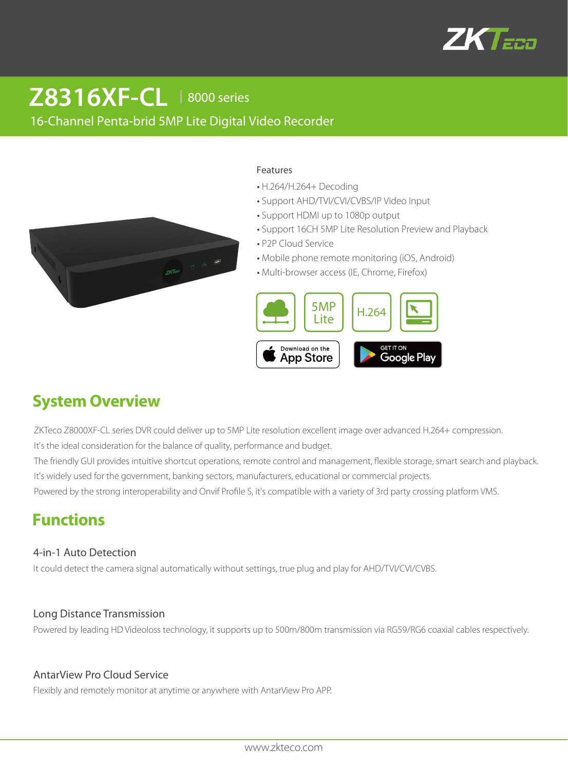# Z8316XF-CL | 8000 series

16-Channel Penta-brid 5MP Lite Digital Video Recorder

Features

- H.264/H.264+ Decoding
- Support AHD/TVI/CVI/CVBS/IP Video Input
- Support HDMI up to 1080p output
- Support 16CH 5MP Lite Resolution Preview and Playback
- P2P Cloud Service
- Mobile phone remote monitoring (iOS, Android)
- Multi-browser access (IE, Chrome, Firefox)

5MP Lite

H.264

Download on the App Store

GET IT ON Google Play

## System Overview

ZKTeco Z8000XF-CL series DVR could deliver up to 5MP Lite resolution excellent image over advanced H.264+ compression.
It's the ideal consideration for the balance of quality, performance and budget.
The friendly GUI provides intuitive shortcut operations, remote control and management, flexible storage, smart search and playback.
It's widely used for the government, banking sectors, manufacturers, educational or commercial projects.
Powered by the strong interoperability and Onvif Profile S, it's compatible with a variety of 3rd party crossing platform VMS.

## Functions

### 4-in-1 Auto Detection

It could detect the camera signal automatically without settings, true plug and play for AHD/TVI/CVI/CVBS.

### Long Distance Transmission

Powered by leading HD Videoloss technology, it supports up to 500m/800m transmission via RG59/RG6 coaxial cables respectively.

### AntarView Pro Cloud Service

Flexibly and remotely monitor at anytime or anywhere with AntarView Pro APP.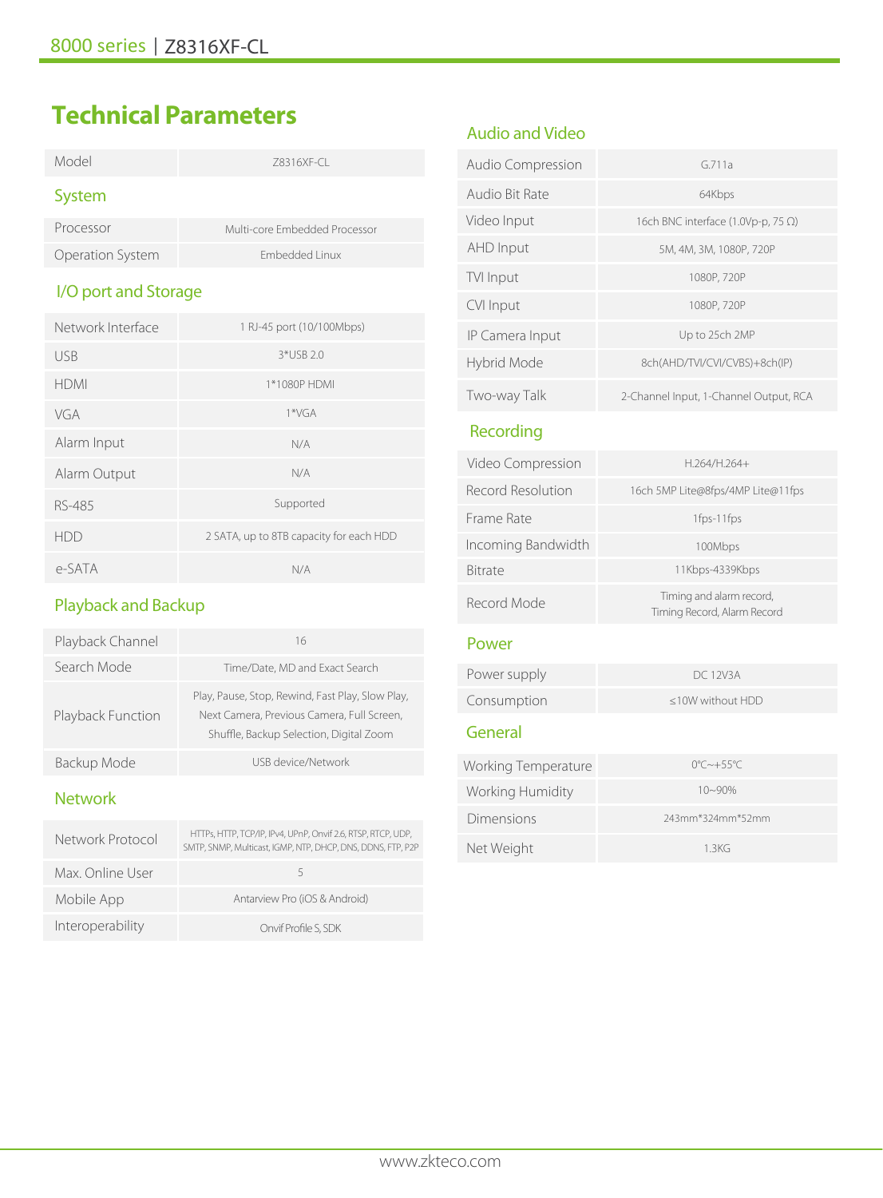# Technical Parameters

| Model | Z8316XF-CL |
| --- | --- |

## System

| | |
| --- | --- |
| Processor | Multi-core Embedded Processor |
| Operation System | Embedded Linux |

## I/O port and Storage

| | |
| --- | --- |
| Network Interface | 1 RJ-45 port (10/100Mbps) |
| USB | 3*USB 2.0 |
| HDMI | 1*1080P HDMI |
| VGA | 1*VGA |
| Alarm Input | N/A |
| Alarm Output | N/A |
| RS-485 | Supported |
| HDD | 2 SATA, up to 8TB capacity for each HDD |
| e-SATA | N/A |

## Playback and Backup

| | |
| --- | --- |
| Playback Channel | 16 |
| Search Mode | Time/Date, MD and Exact Search |
| Playback Function | Play, Pause, Stop, Rewind, Fast Play, Slow Play, Next Camera, Previous Camera, Full Screen, Shuffle, Backup Selection, Digital Zoom |
| Backup Mode | USB device/Network |

## Network

| | |
| --- | --- |
| Network Protocol | HTTPs, HTTP, TCP/IP, IPv4, UPnP, Onvif 2.6, RTSP, RTCP, UDP, SMTP, SNMP, Multicast, IGMP, NTP, DHCP, DNS, DDNS, FTP, P2P |
| Max. Online User | 5 |
| Mobile App | Antarview Pro (iOS & Android) |
| Interoperability | Onvif Profile S, SDK |

## Audio and Video

| | |
| --- | --- |
| Audio Compression | G.711a |
| Audio Bit Rate | 64Kbps |
| Video Input | 16ch BNC interface (1.0Vp-p, 75 Ω) |
| AHD Input | 5M, 4M, 3M, 1080P, 720P |
| TVI Input | 1080P, 720P |
| CVI Input | 1080P, 720P |
| IP Camera Input | Up to 25ch 2MP |
| Hybrid Mode | 8ch(AHD/TVI/CVI/CVBS)+8ch(IP) |
| Two-way Talk | 2-Channel Input, 1-Channel Output, RCA |

## Recording

| | |
| --- | --- |
| Video Compression | H.264/H.264+ |
| Record Resolution | 16ch 5MP Lite@8fps/4MP Lite@11fps |
| Frame Rate | 1fps-11fps |
| Incoming Bandwidth | 100Mbps |
| Bitrate | 11Kbps-4339Kbps |
| Record Mode | Timing and alarm record, Timing Record, Alarm Record |

## Power

| | |
| --- | --- |
| Power supply | DC 12V3A |
| Consumption | ≤10W without HDD |

## General

| | |
| --- | --- |
| Working Temperature | 0℃~+55℃ |
| Working Humidity | 10~90% |
| Dimensions | 243mm*324mm*52mm |
| Net Weight | 1.3KG |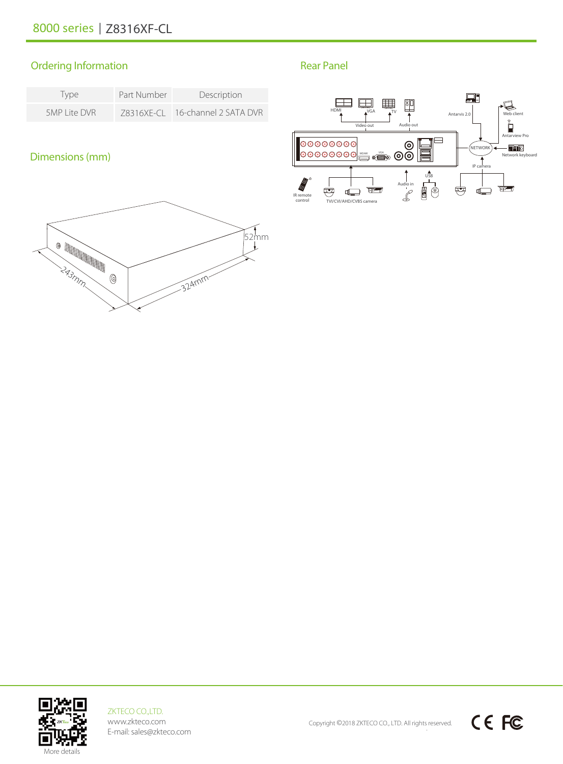# 8000 series | Z8316XF-CL

## Ordering Information

| Type | Part Number | Description |
|---|---|---|
| 5MP Lite DVR | Z8316XE-CL | 16-channel 2 SATA DVR |

## Dimensions (mm)

52mm

243mm

324mm

## Rear Panel

HDMI

VGA

TV

Video out

Audio out

Antarvis 2.0

Web client

Antarview Pro

NETWORK

Network keyboard

IP camera

USB

Audio in

IR remote control

TVI/CVI/AHD/CVBS camera

ZKTECO CO.,LTD.
www.zkteco.com
E-mail: sales@zkteco.com

More details

Copyright ©2018 ZKTECO CO., LTD. All rights reserved.